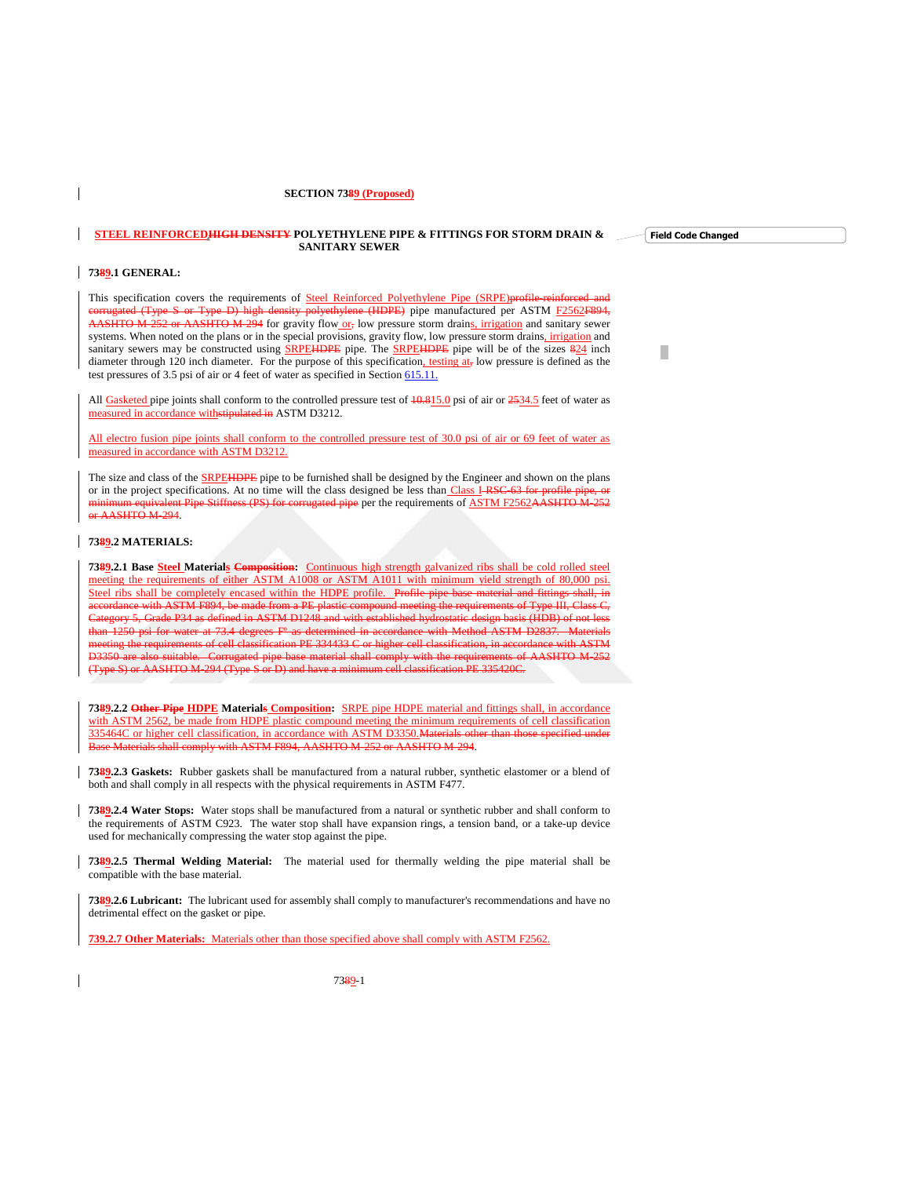**SECTION 73~~8~~9 (Proposed)**

**STEEL REINFORCED~~HIGH DENSITY~~ POLYETHYLENE PIPE & FITTINGS FOR STORM DRAIN & SANITARY SEWER**

## 73~~8~~9.1 GENERAL:

This specification covers the requirements of Steel Reinforced Polyethylene Pipe (SRPE)~~profile-reinforced and corrugated (Type S or Type D) high density polyethylene (HDPE)~~ pipe manufactured per ASTM F2562~~F894, AASHTO M-252 or AASHTO M-294~~ for gravity flow or~~,~~ low pressure storm drains, irrigation and sanitary sewer systems. When noted on the plans or in the special provisions, gravity flow, low pressure storm drains, irrigation and sanitary sewers may be constructed using SRPE~~HDPE~~ pipe. The SRPE~~HDPE~~ pipe will be of the sizes ~~8~~24 inch diameter through 120 inch diameter. For the purpose of this specification, testing at~~,~~ low pressure is defined as the test pressures of 3.5 psi of air or 4 feet of water as specified in Section 615.11.

All Gasketed pipe joints shall conform to the controlled pressure test of ~~10.8~~15.0 psi of air or ~~25~~34.5 feet of water as measured in accordance with~~stipulated in~~ ASTM D3212.

All electro fusion pipe joints shall conform to the controlled pressure test of 30.0 psi of air or 69 feet of water as measured in accordance with ASTM D3212.

The size and class of the SRPE~~HDPE~~ pipe to be furnished shall be designed by the Engineer and shown on the plans or in the project specifications. At no time will the class designed be less than Class ~~I-RSC-63 for profile pipe, or minimum equivalent Pipe Stiffness (PS) for corrugated pipe~~ per the requirements of ASTM F2562~~AASHTO M-252 or AASHTO M-294~~.

## 73~~8~~9.2 MATERIALS:

**73~~8~~9.2.1 Base Steel Material~~s~~ ~~Composition~~:** Continuous high strength galvanized ribs shall be cold rolled steel meeting the requirements of either ASTM A1008 or ASTM A1011 with minimum yield strength of 80,000 psi. Steel ribs shall be completely encased within the HDPE profile. ~~Profile pipe base material and fittings shall, in accordance with ASTM F894, be made from a PE plastic compound meeting the requirements of Type III, Class C, Category 5, Grade P34 as defined in ASTM D1248 and with established hydrostatic design basis (HDB) of not less than 1250 psi for water at 73.4 degrees F° as determined in accordance with Method ASTM D2837. Materials meeting the requirements of cell classification PE 334433 C or higher cell classification, in accordance with ASTM D3350 are also suitable. Corrugated pipe base material shall comply with the requirements of AASHTO M-252 (Type S) or AASHTO M-294 (Type S or D) and have a minimum cell classification PE 335420C.~~

**73~~8~~9.2.2 ~~Other Pipe~~ HDPE Material~~s~~ Composition:** SRPE pipe HDPE material and fittings shall, in accordance with ASTM 2562, be made from HDPE plastic compound meeting the minimum requirements of cell classification 335464C or higher cell classification, in accordance with ASTM D3350.~~Materials other than those specified under Base Materials shall comply with ASTM F894, AASHTO M-252 or AASHTO M-294~~.

**73~~8~~9.2.3 Gaskets:** Rubber gaskets shall be manufactured from a natural rubber, synthetic elastomer or a blend of both and shall comply in all respects with the physical requirements in ASTM F477.

**73~~8~~9.2.4 Water Stops:** Water stops shall be manufactured from a natural or synthetic rubber and shall conform to the requirements of ASTM C923. The water stop shall have expansion rings, a tension band, or a take-up device used for mechanically compressing the water stop against the pipe.

**73~~8~~9.2.5 Thermal Welding Material:** The material used for thermally welding the pipe material shall be compatible with the base material.

**73~~8~~9.2.6 Lubricant:** The lubricant used for assembly shall comply to manufacturer's recommendations and have no detrimental effect on the gasket or pipe.

**739.2.7 Other Materials:** Materials other than those specified above shall comply with ASTM F2562.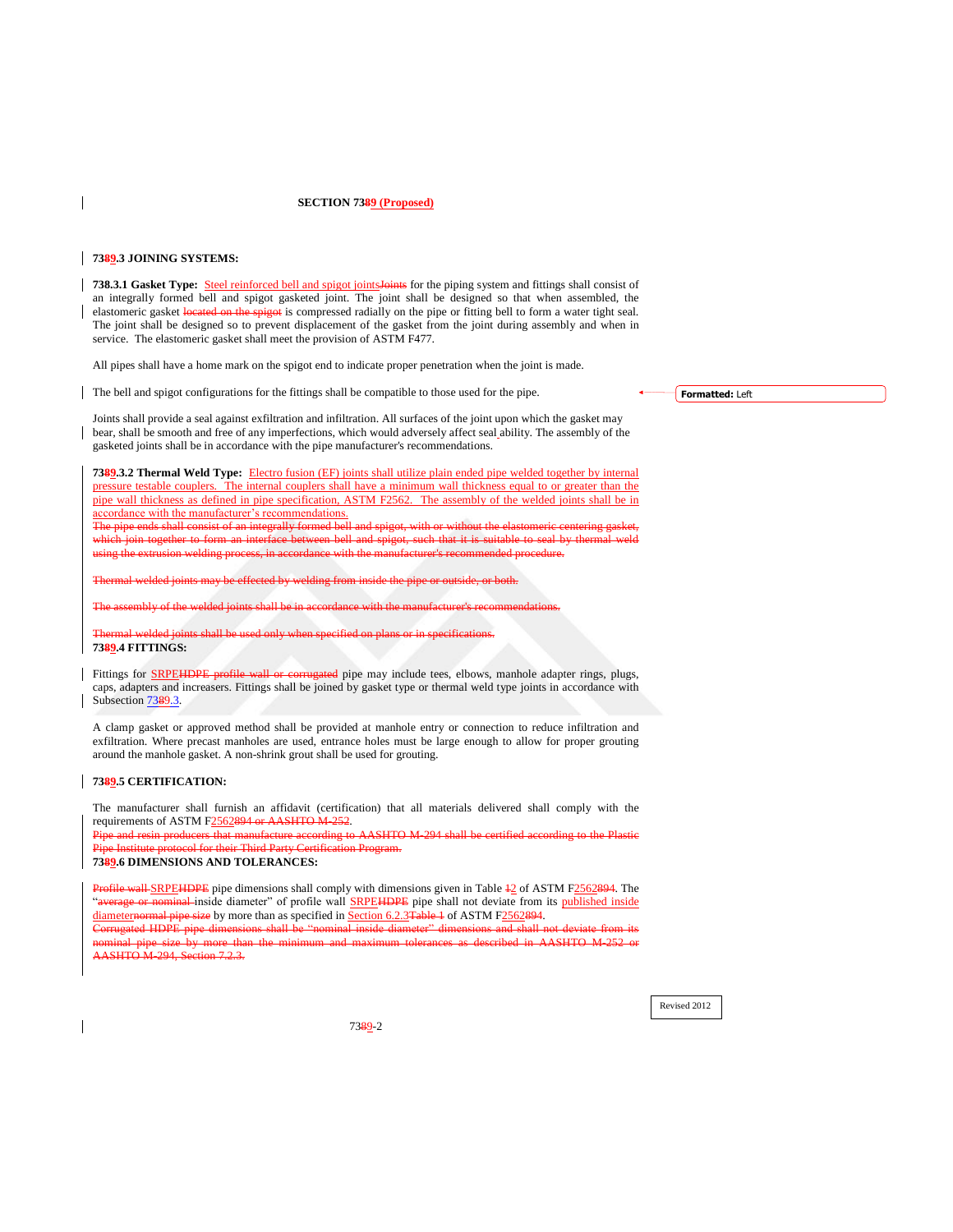# SECTION 73~~8~~9 (Proposed)

## 73~~8~~9.3 JOINING SYSTEMS:

**738.3.1 Gasket Type:** Steel reinforced bell and spigot joints~~Joints~~ for the piping system and fittings shall consist of an integrally formed bell and spigot gasketed joint. The joint shall be designed so that when assembled, the elastomeric gasket ~~located on the spigot~~ is compressed radially on the pipe or fitting bell to form a water tight seal. The joint shall be designed so to prevent displacement of the gasket from the joint during assembly and when in service. The elastomeric gasket shall meet the provision of ASTM F477.

All pipes shall have a home mark on the spigot end to indicate proper penetration when the joint is made.

The bell and spigot configurations for the fittings shall be compatible to those used for the pipe.

Joints shall provide a seal against exfiltration and infiltration. All surfaces of the joint upon which the gasket may bear, shall be smooth and free of any imperfections, which would adversely affect seal ability. The assembly of the gasketed joints shall be in accordance with the pipe manufacturer's recommendations.

**73~~8~~9.3.2 Thermal Weld Type:** Electro fusion (EF) joints shall utilize plain ended pipe welded together by internal pressure testable couplers. The internal couplers shall have a minimum wall thickness equal to or greater than the pipe wall thickness as defined in pipe specification, ASTM F2562. The assembly of the welded joints shall be in accordance with the manufacturer's recommendations.
~~The pipe ends shall consist of an integrally formed bell and spigot, with or without the elastomeric centering gasket, which join together to form an interface between bell and spigot, such that it is suitable to seal by thermal weld using the extrusion welding process, in accordance with the manufacturer's recommended procedure.~~

~~Thermal welded joints may be effected by welding from inside the pipe or outside, or both.~~

~~The assembly of the welded joints shall be in accordance with the manufacturer's recommendations.~~

~~Thermal welded joints shall be used only when specified on plans or in specifications.~~

## 73~~8~~9.4 FITTINGS:

Fittings for SRPE~~HDPE profile wall or corrugated~~ pipe may include tees, elbows, manhole adapter rings, plugs, caps, adapters and increasers. Fittings shall be joined by gasket type or thermal weld type joints in accordance with Subsection 73~~8~~9.3.

A clamp gasket or approved method shall be provided at manhole entry or connection to reduce infiltration and exfiltration. Where precast manholes are used, entrance holes must be large enough to allow for proper grouting around the manhole gasket. A non-shrink grout shall be used for grouting.

## 73~~8~~9.5 CERTIFICATION:

The manufacturer shall furnish an affidavit (certification) that all materials delivered shall comply with the requirements of ASTM F2562~~894 or AASHTO M-252~~.
~~Pipe and resin producers that manufacture according to AASHTO M-294 shall be certified according to the Plastic Pipe Institute protocol for their Third Party Certification Program.~~

## 73~~8~~9.6 DIMENSIONS AND TOLERANCES:

~~Profile wall~~ SRPE~~HDPE~~ pipe dimensions shall comply with dimensions given in Table ~~1~~2 of ASTM F2562~~894~~. The "~~average or nominal~~ inside diameter" of profile wall SRPE~~HDPE~~ pipe shall not deviate from its published inside diameter~~normal pipe size~~ by more than as specified in Section 6.2.3~~Table 1~~ of ASTM F2562~~894~~.
~~Corrugated HDPE pipe dimensions shall be "nominal inside diameter" dimensions and shall not deviate from its nominal pipe size by more than the minimum and maximum tolerances as described in AASHTO M-252 or AASHTO M-294, Section 7.2.3.~~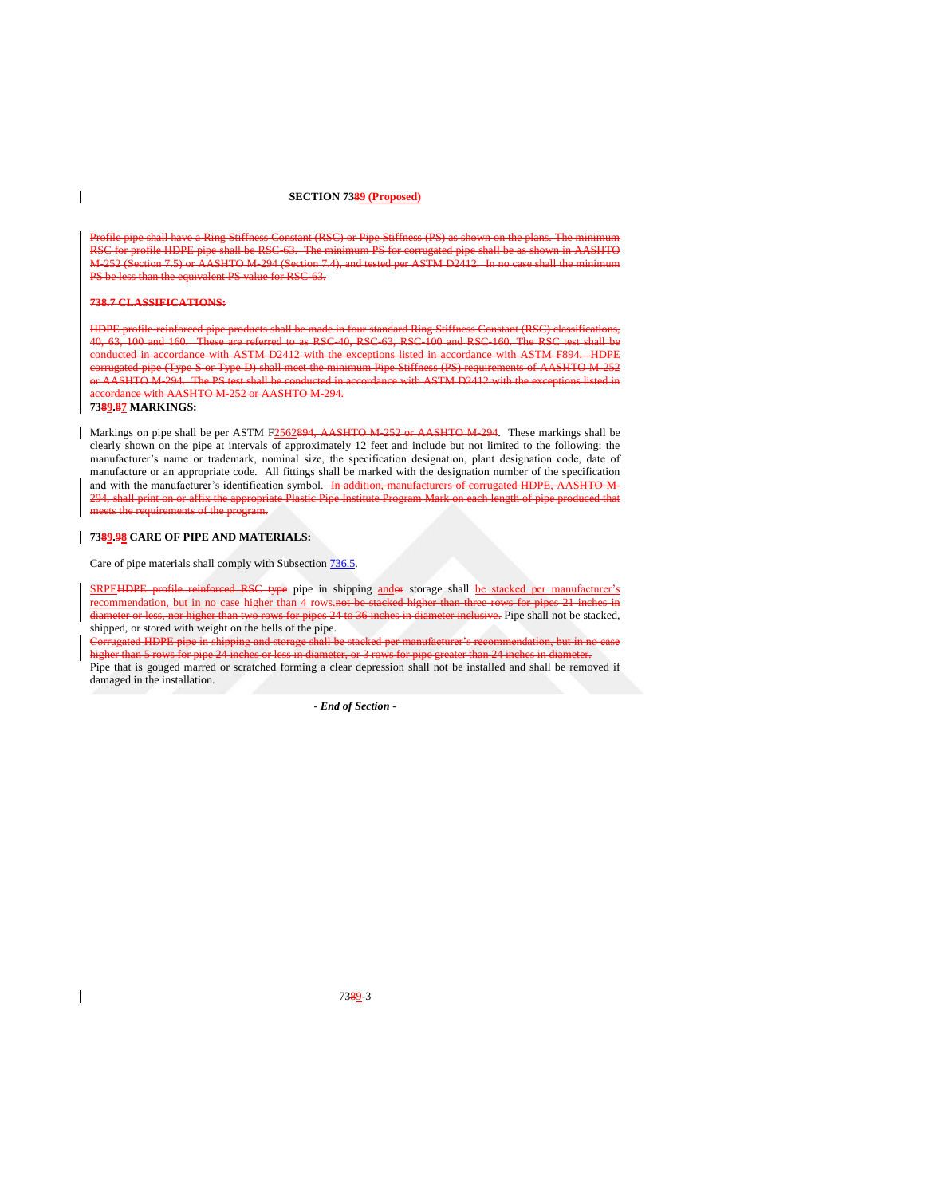**SECTION 7389 (Proposed)**

~~Profile pipe shall have a Ring Stiffness Constant (RSC) or Pipe Stiffness (PS) as shown on the plans. The minimum RSC for profile HDPE pipe shall be RSC-63. The minimum PS for corrugated pipe shall be as shown in AASHTO M-252 (Section 7.5) or AASHTO M-294 (Section 7.4), and tested per ASTM D2412. In no case shall the minimum PS be less than the equivalent PS value for RSC-63.~~

~~**738.7 CLASSIFICATIONS:**~~

~~HDPE profile-reinforced pipe products shall be made in four standard Ring Stiffness Constant (RSC) classifications, 40, 63, 100 and 160. These are referred to as RSC-40, RSC-63, RSC-100 and RSC-160. The RSC test shall be conducted in accordance with ASTM D2412 with the exceptions listed in accordance with ASTM F894. HDPE corrugated pipe (Type S or Type D) shall meet the minimum Pipe Stiffness (PS) requirements of AASHTO M-252 or AASHTO M-294. The PS test shall be conducted in accordance with ASTM D2412 with the exceptions listed in accordance with AASHTO M-252 or AASHTO M-294.~~

**7389.87 MARKINGS:**

Markings on pipe shall be per ASTM F2562~~894, AASHTO M-252 or AASHTO M-294~~. These markings shall be clearly shown on the pipe at intervals of approximately 12 feet and include but not limited to the following: the manufacturer's name or trademark, nominal size, the specification designation, plant designation code, date of manufacture or an appropriate code. All fittings shall be marked with the designation number of the specification and with the manufacturer's identification symbol. ~~In addition, manufacturers of corrugated HDPE, AASHTO M-294, shall print on or affix the appropriate Plastic Pipe Institute Program Mark on each length of pipe produced that meets the requirements of the program.~~

**7389.98 CARE OF PIPE AND MATERIALS:**

Care of pipe materials shall comply with Subsection 736.5.

SRPE~~HDPE profile reinforced RSC type~~ pipe in shipping and~~or~~ storage shall be stacked per manufacturer's recommendation, but in no case higher than 4 rows.~~not be stacked higher than three rows for pipes 21 inches in diameter or less, nor higher than two rows for pipes 24 to 36 inches in diameter inclusive.~~ Pipe shall not be stacked, shipped, or stored with weight on the bells of the pipe.

~~Corrugated HDPE pipe in shipping and storage shall be stacked per manufacturer's recommendation, but in no case higher than 5 rows for pipe 24 inches or less in diameter, or 3 rows for pipe greater than 24 inches in diameter.~~

Pipe that is gouged marred or scratched forming a clear depression shall not be installed and shall be removed if damaged in the installation.

*- End of Section -*